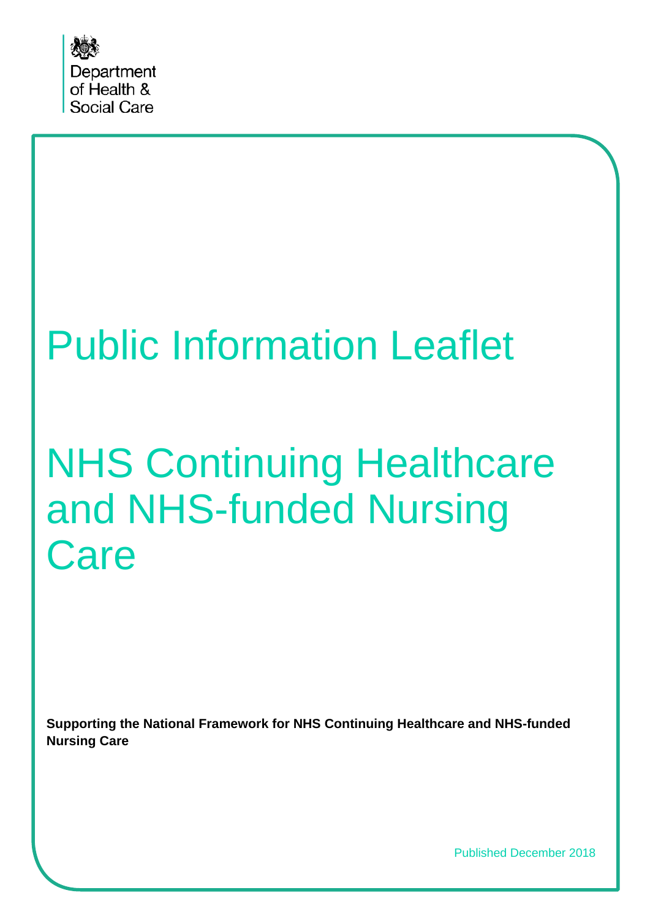Department of Health & Social Care

# Public Information Leaflet

# NHS Continuing Healthcare and NHS-funded Nursing Care

**Supporting the National Framework for NHS Continuing Healthcare and NHS-funded Nursing Care**

Published December 2018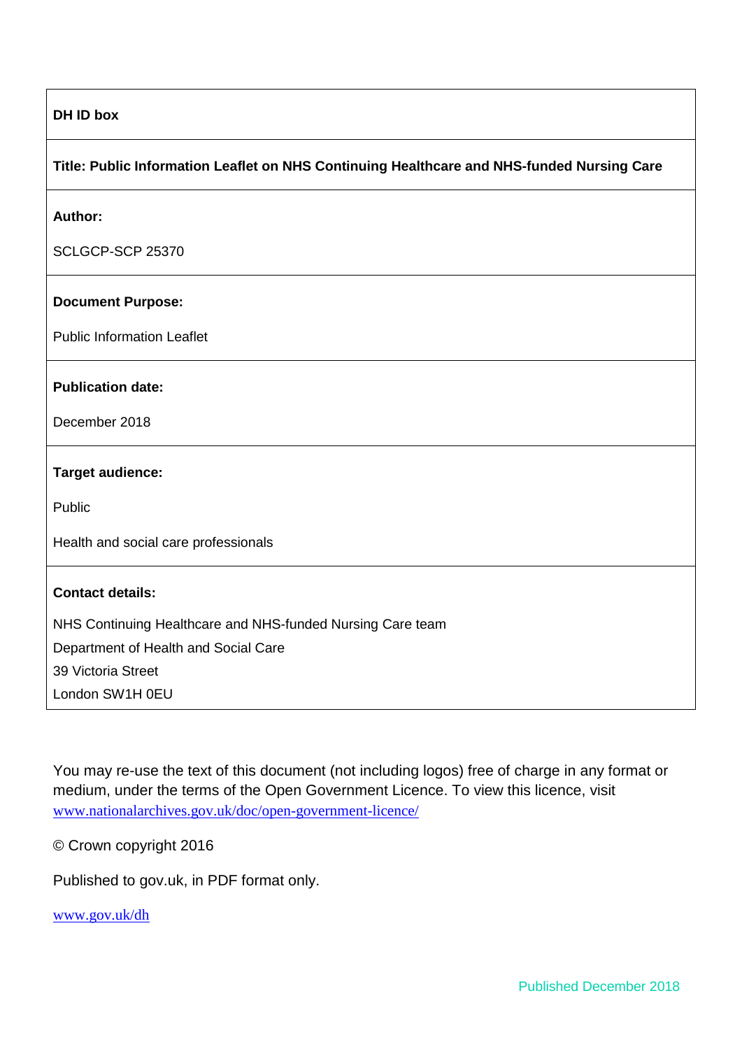| **DH ID box** |
| --- |
| **Title: Public Information Leaflet on NHS Continuing Healthcare and NHS-funded Nursing Care** |
| **Author:**<br><br>SCLGCP-SCP 25370 |
| **Document Purpose:**<br><br>Public Information Leaflet |
| **Publication date:**<br><br>December 2018 |
| **Target audience:**<br><br>Public<br><br>Health and social care professionals |
| **Contact details:**<br><br>NHS Continuing Healthcare and NHS-funded Nursing Care team<br>Department of Health and Social Care<br>39 Victoria Street<br>London SW1H 0EU |

You may re-use the text of this document (not including logos) free of charge in any format or medium, under the terms of the Open Government Licence. To view this licence, visit [www.nationalarchives.gov.uk/doc/open-government-licence/](http://www.nationalarchives.gov.uk/doc/open-government-licence/)

© Crown copyright 2016

Published to gov.uk, in PDF format only.

[www.gov.uk/dh](http://www.gov.uk/dh)

Published December 2018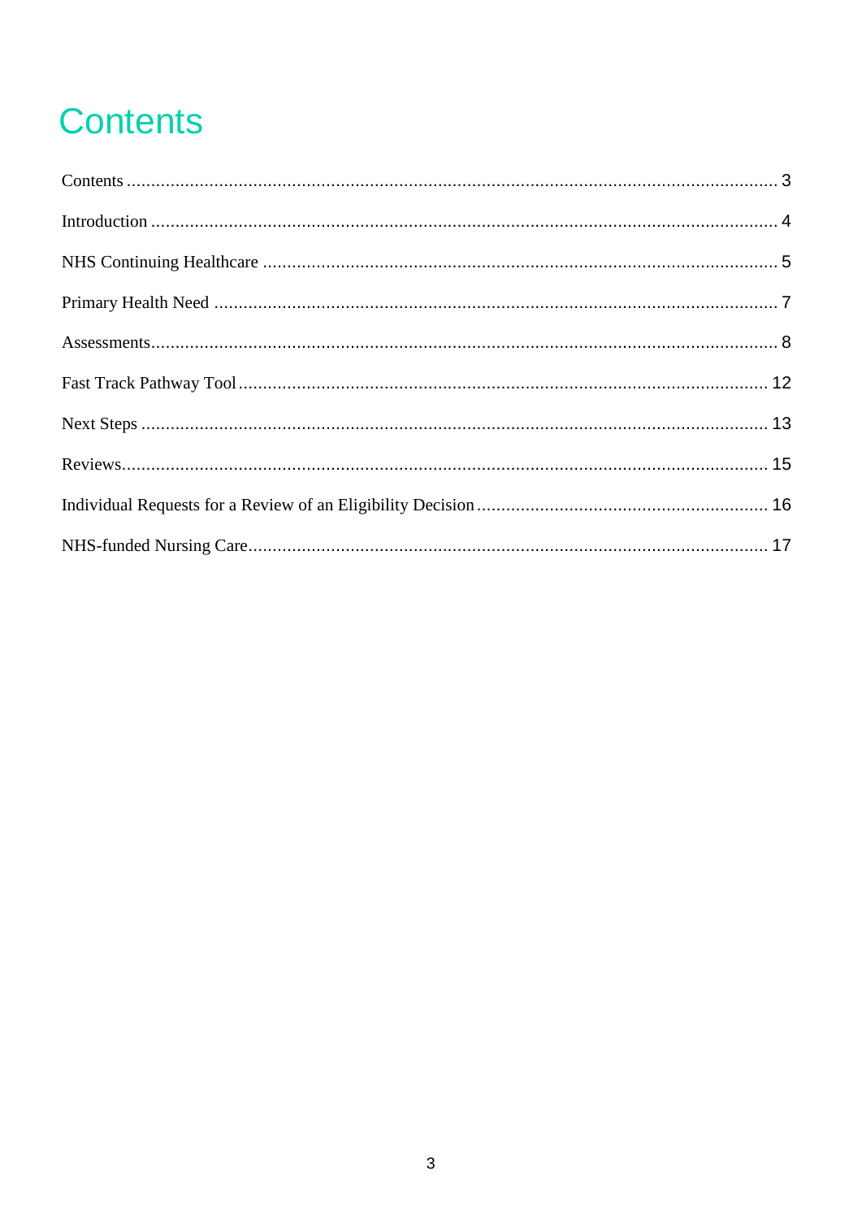# Contents

Contents ........................................................................................................ 3

Introduction .................................................................................................. 4

NHS Continuing Healthcare ......................................................................... 5

Primary Health Need .................................................................................... 7

Assessments.................................................................................................. 8

Fast Track Pathway Tool ............................................................................. 12

Next Steps .................................................................................................. 13

Reviews....................................................................................................... 15

Individual Requests for a Review of an Eligibility Decision ......................... 16

NHS-funded Nursing Care........................................................................... 17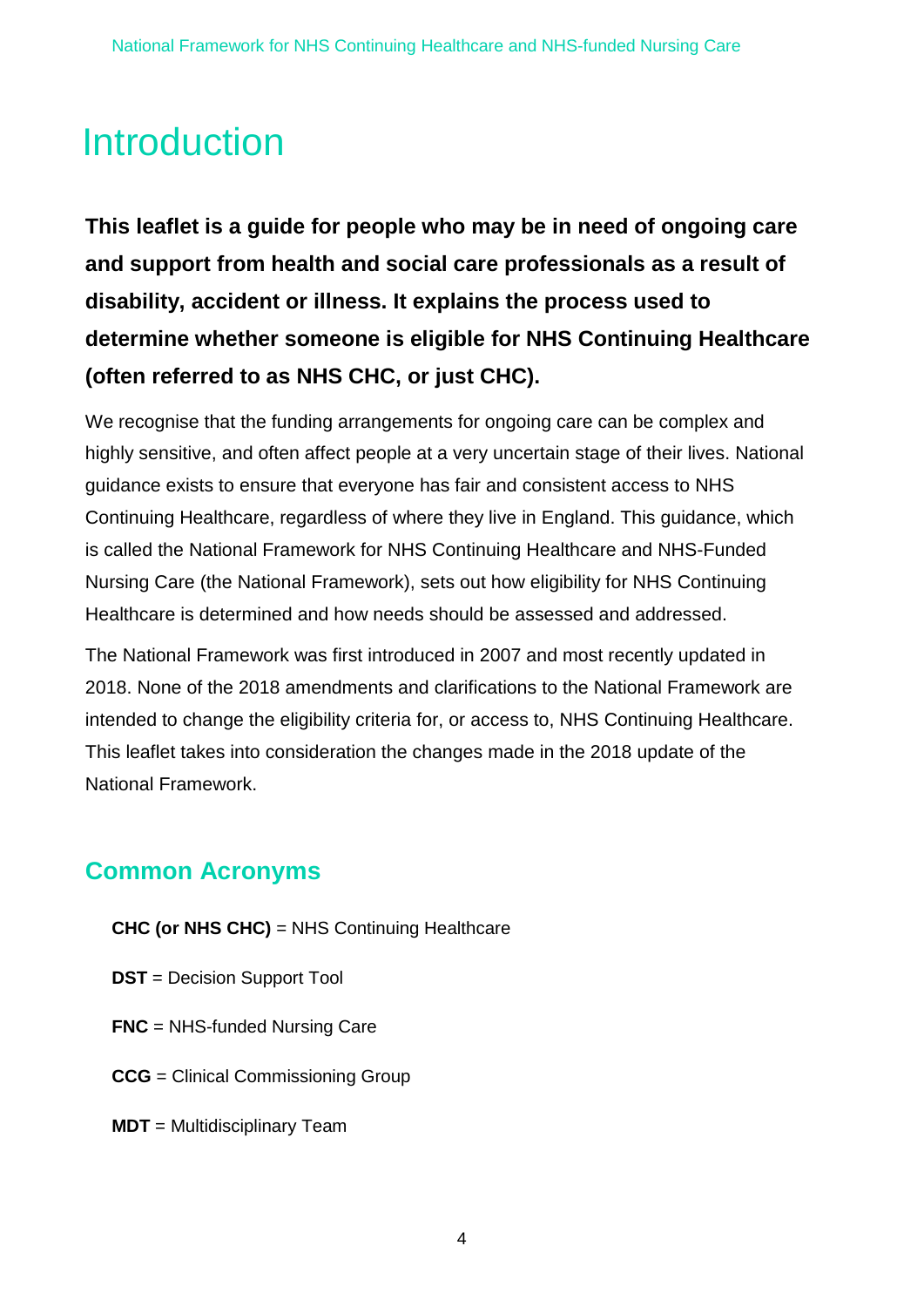# Introduction

**This leaflet is a guide for people who may be in need of ongoing care and support from health and social care professionals as a result of disability, accident or illness. It explains the process used to determine whether someone is eligible for NHS Continuing Healthcare (often referred to as NHS CHC, or just CHC).**

We recognise that the funding arrangements for ongoing care can be complex and highly sensitive, and often affect people at a very uncertain stage of their lives. National guidance exists to ensure that everyone has fair and consistent access to NHS Continuing Healthcare, regardless of where they live in England. This guidance, which is called the National Framework for NHS Continuing Healthcare and NHS-Funded Nursing Care (the National Framework), sets out how eligibility for NHS Continuing Healthcare is determined and how needs should be assessed and addressed.

The National Framework was first introduced in 2007 and most recently updated in 2018. None of the 2018 amendments and clarifications to the National Framework are intended to change the eligibility criteria for, or access to, NHS Continuing Healthcare. This leaflet takes into consideration the changes made in the 2018 update of the National Framework.

## Common Acronyms

**CHC (or NHS CHC)** = NHS Continuing Healthcare

**DST** = Decision Support Tool

**FNC** = NHS-funded Nursing Care

**CCG** = Clinical Commissioning Group

**MDT** = Multidisciplinary Team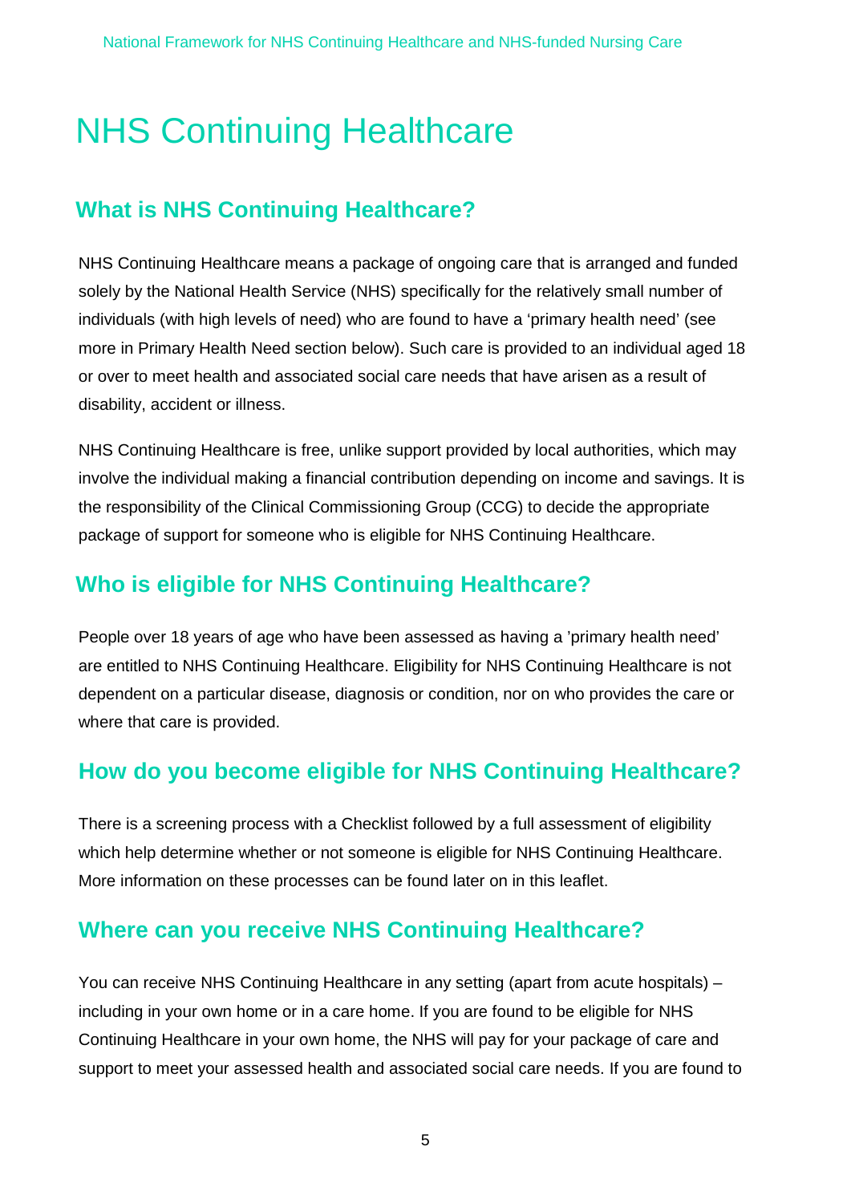# NHS Continuing Healthcare

## What is NHS Continuing Healthcare?

NHS Continuing Healthcare means a package of ongoing care that is arranged and funded solely by the National Health Service (NHS) specifically for the relatively small number of individuals (with high levels of need) who are found to have a 'primary health need' (see more in Primary Health Need section below). Such care is provided to an individual aged 18 or over to meet health and associated social care needs that have arisen as a result of disability, accident or illness.

NHS Continuing Healthcare is free, unlike support provided by local authorities, which may involve the individual making a financial contribution depending on income and savings. It is the responsibility of the Clinical Commissioning Group (CCG) to decide the appropriate package of support for someone who is eligible for NHS Continuing Healthcare.

## Who is eligible for NHS Continuing Healthcare?

People over 18 years of age who have been assessed as having a 'primary health need' are entitled to NHS Continuing Healthcare. Eligibility for NHS Continuing Healthcare is not dependent on a particular disease, diagnosis or condition, nor on who provides the care or where that care is provided.

## How do you become eligible for NHS Continuing Healthcare?

There is a screening process with a Checklist followed by a full assessment of eligibility which help determine whether or not someone is eligible for NHS Continuing Healthcare. More information on these processes can be found later on in this leaflet.

## Where can you receive NHS Continuing Healthcare?

You can receive NHS Continuing Healthcare in any setting (apart from acute hospitals) – including in your own home or in a care home. If you are found to be eligible for NHS Continuing Healthcare in your own home, the NHS will pay for your package of care and support to meet your assessed health and associated social care needs. If you are found to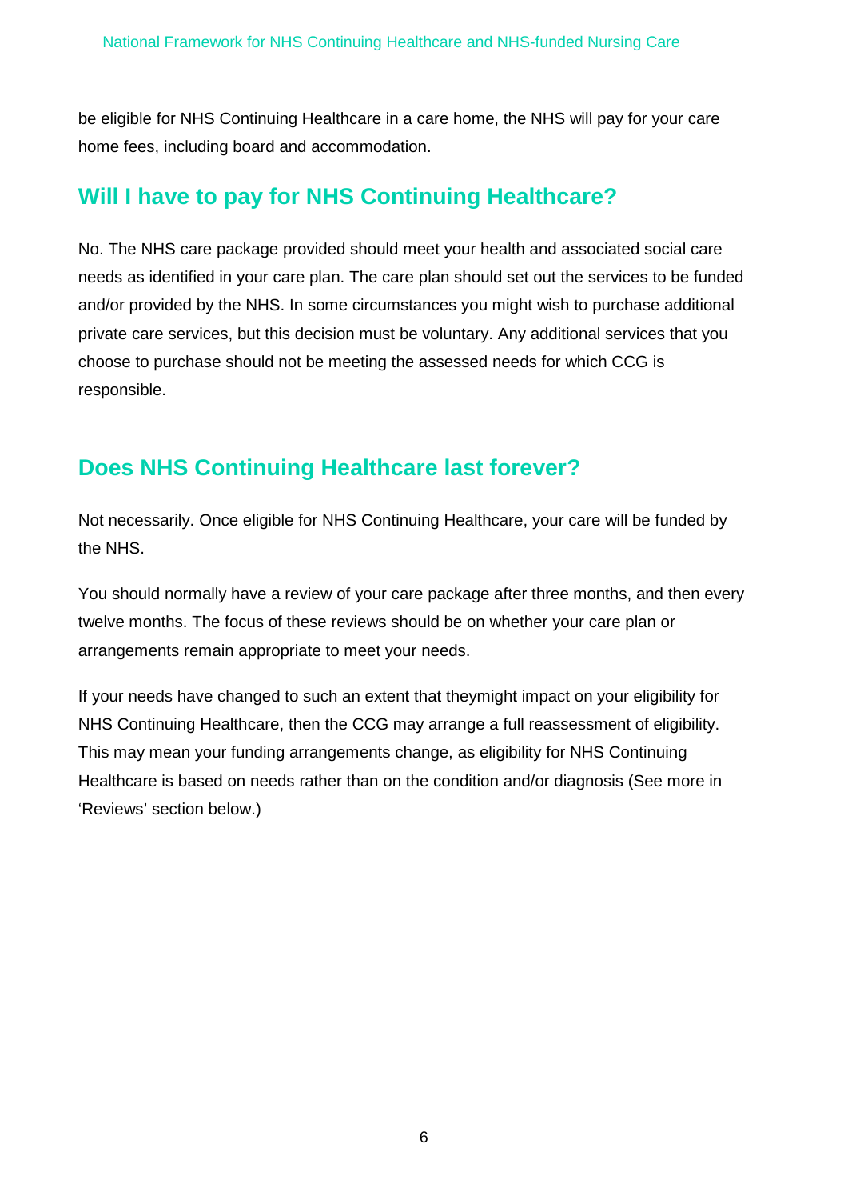be eligible for NHS Continuing Healthcare in a care home, the NHS will pay for your care home fees, including board and accommodation.

## Will I have to pay for NHS Continuing Healthcare?

No. The NHS care package provided should meet your health and associated social care needs as identified in your care plan. The care plan should set out the services to be funded and/or provided by the NHS. In some circumstances you might wish to purchase additional private care services, but this decision must be voluntary. Any additional services that you choose to purchase should not be meeting the assessed needs for which CCG is responsible.

## Does NHS Continuing Healthcare last forever?

Not necessarily. Once eligible for NHS Continuing Healthcare, your care will be funded by the NHS.

You should normally have a review of your care package after three months, and then every twelve months. The focus of these reviews should be on whether your care plan or arrangements remain appropriate to meet your needs.

If your needs have changed to such an extent that theymight impact on your eligibility for NHS Continuing Healthcare, then the CCG may arrange a full reassessment of eligibility. This may mean your funding arrangements change, as eligibility for NHS Continuing Healthcare is based on needs rather than on the condition and/or diagnosis (See more in 'Reviews' section below.)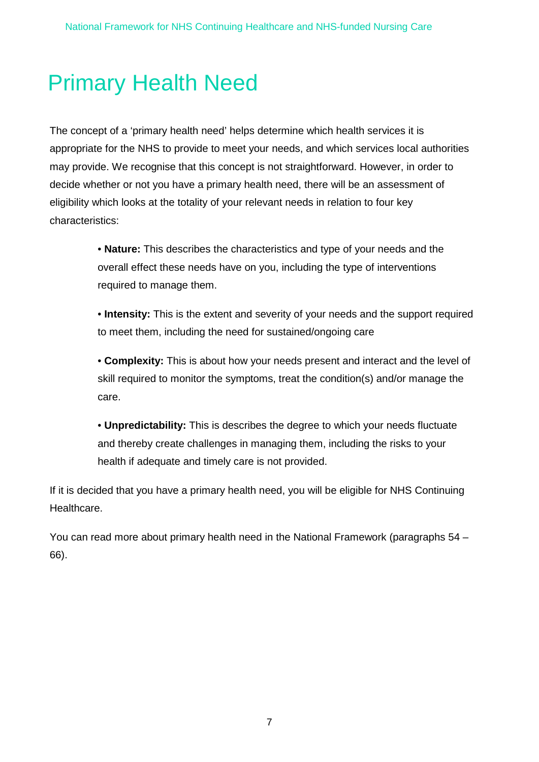# Primary Health Need

The concept of a ‘primary health need’ helps determine which health services it is appropriate for the NHS to provide to meet your needs, and which services local authorities may provide. We recognise that this concept is not straightforward. However, in order to decide whether or not you have a primary health need, there will be an assessment of eligibility which looks at the totality of your relevant needs in relation to four key characteristics:

- **Nature:** This describes the characteristics and type of your needs and the overall effect these needs have on you, including the type of interventions required to manage them.
- **Intensity:** This is the extent and severity of your needs and the support required to meet them, including the need for sustained/ongoing care
- **Complexity:** This is about how your needs present and interact and the level of skill required to monitor the symptoms, treat the condition(s) and/or manage the care.
- **Unpredictability:** This is describes the degree to which your needs fluctuate and thereby create challenges in managing them, including the risks to your health if adequate and timely care is not provided.

If it is decided that you have a primary health need, you will be eligible for NHS Continuing Healthcare.

You can read more about primary health need in the National Framework (paragraphs 54 – 66).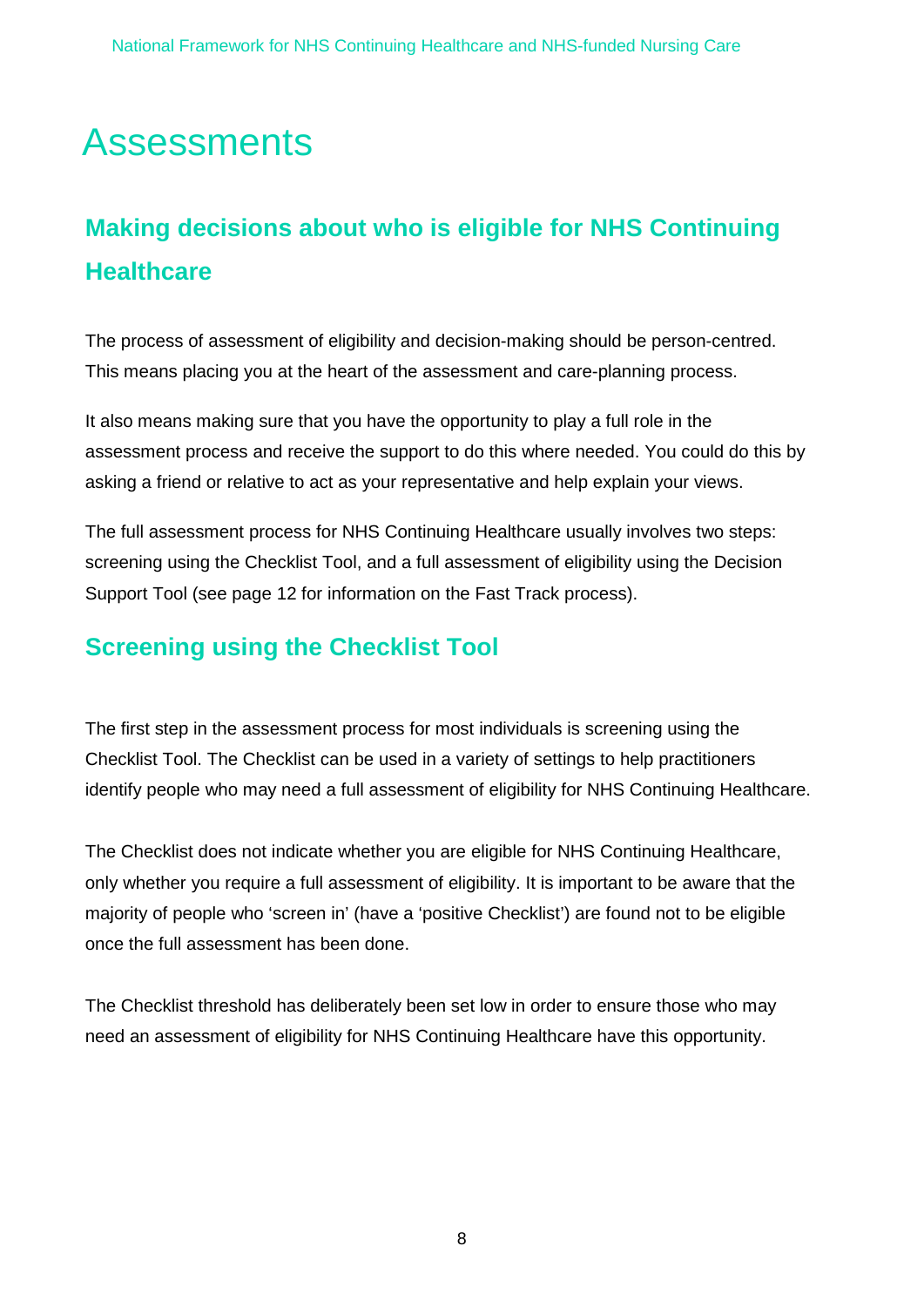# Assessments

## Making decisions about who is eligible for NHS Continuing Healthcare

The process of assessment of eligibility and decision-making should be person-centred. This means placing you at the heart of the assessment and care-planning process.

It also means making sure that you have the opportunity to play a full role in the assessment process and receive the support to do this where needed. You could do this by asking a friend or relative to act as your representative and help explain your views.

The full assessment process for NHS Continuing Healthcare usually involves two steps: screening using the Checklist Tool, and a full assessment of eligibility using the Decision Support Tool (see page 12 for information on the Fast Track process).

## Screening using the Checklist Tool

The first step in the assessment process for most individuals is screening using the Checklist Tool. The Checklist can be used in a variety of settings to help practitioners identify people who may need a full assessment of eligibility for NHS Continuing Healthcare.

The Checklist does not indicate whether you are eligible for NHS Continuing Healthcare, only whether you require a full assessment of eligibility. It is important to be aware that the majority of people who 'screen in' (have a 'positive Checklist') are found not to be eligible once the full assessment has been done.

The Checklist threshold has deliberately been set low in order to ensure those who may need an assessment of eligibility for NHS Continuing Healthcare have this opportunity.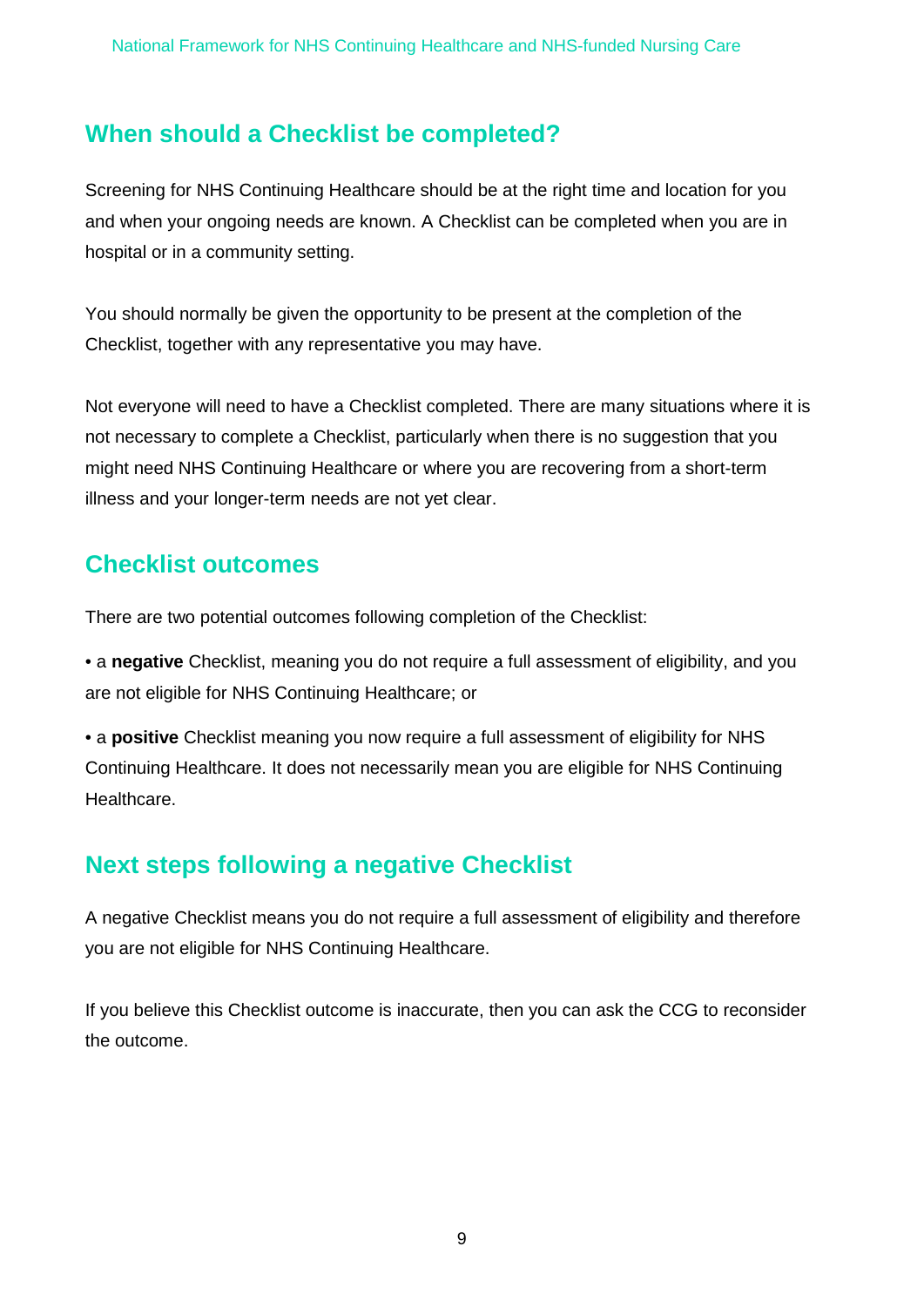## When should a Checklist be completed?

Screening for NHS Continuing Healthcare should be at the right time and location for you and when your ongoing needs are known. A Checklist can be completed when you are in hospital or in a community setting.

You should normally be given the opportunity to be present at the completion of the Checklist, together with any representative you may have.

Not everyone will need to have a Checklist completed. There are many situations where it is not necessary to complete a Checklist, particularly when there is no suggestion that you might need NHS Continuing Healthcare or where you are recovering from a short-term illness and your longer-term needs are not yet clear.

## Checklist outcomes

There are two potential outcomes following completion of the Checklist:

- a **negative** Checklist, meaning you do not require a full assessment of eligibility, and you are not eligible for NHS Continuing Healthcare; or
- a **positive** Checklist meaning you now require a full assessment of eligibility for NHS Continuing Healthcare. It does not necessarily mean you are eligible for NHS Continuing Healthcare.

## Next steps following a negative Checklist

A negative Checklist means you do not require a full assessment of eligibility and therefore you are not eligible for NHS Continuing Healthcare.

If you believe this Checklist outcome is inaccurate, then you can ask the CCG to reconsider the outcome.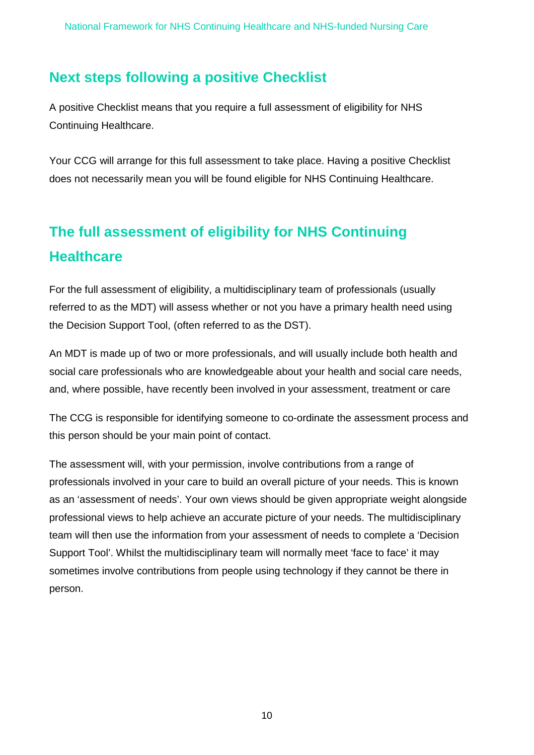## Next steps following a positive Checklist

A positive Checklist means that you require a full assessment of eligibility for NHS Continuing Healthcare.

Your CCG will arrange for this full assessment to take place. Having a positive Checklist does not necessarily mean you will be found eligible for NHS Continuing Healthcare.

## The full assessment of eligibility for NHS Continuing Healthcare

For the full assessment of eligibility, a multidisciplinary team of professionals (usually referred to as the MDT) will assess whether or not you have a primary health need using the Decision Support Tool, (often referred to as the DST).

An MDT is made up of two or more professionals, and will usually include both health and social care professionals who are knowledgeable about your health and social care needs, and, where possible, have recently been involved in your assessment, treatment or care

The CCG is responsible for identifying someone to co-ordinate the assessment process and this person should be your main point of contact.

The assessment will, with your permission, involve contributions from a range of professionals involved in your care to build an overall picture of your needs. This is known as an 'assessment of needs'. Your own views should be given appropriate weight alongside professional views to help achieve an accurate picture of your needs. The multidisciplinary team will then use the information from your assessment of needs to complete a 'Decision Support Tool'. Whilst the multidisciplinary team will normally meet 'face to face' it may sometimes involve contributions from people using technology if they cannot be there in person.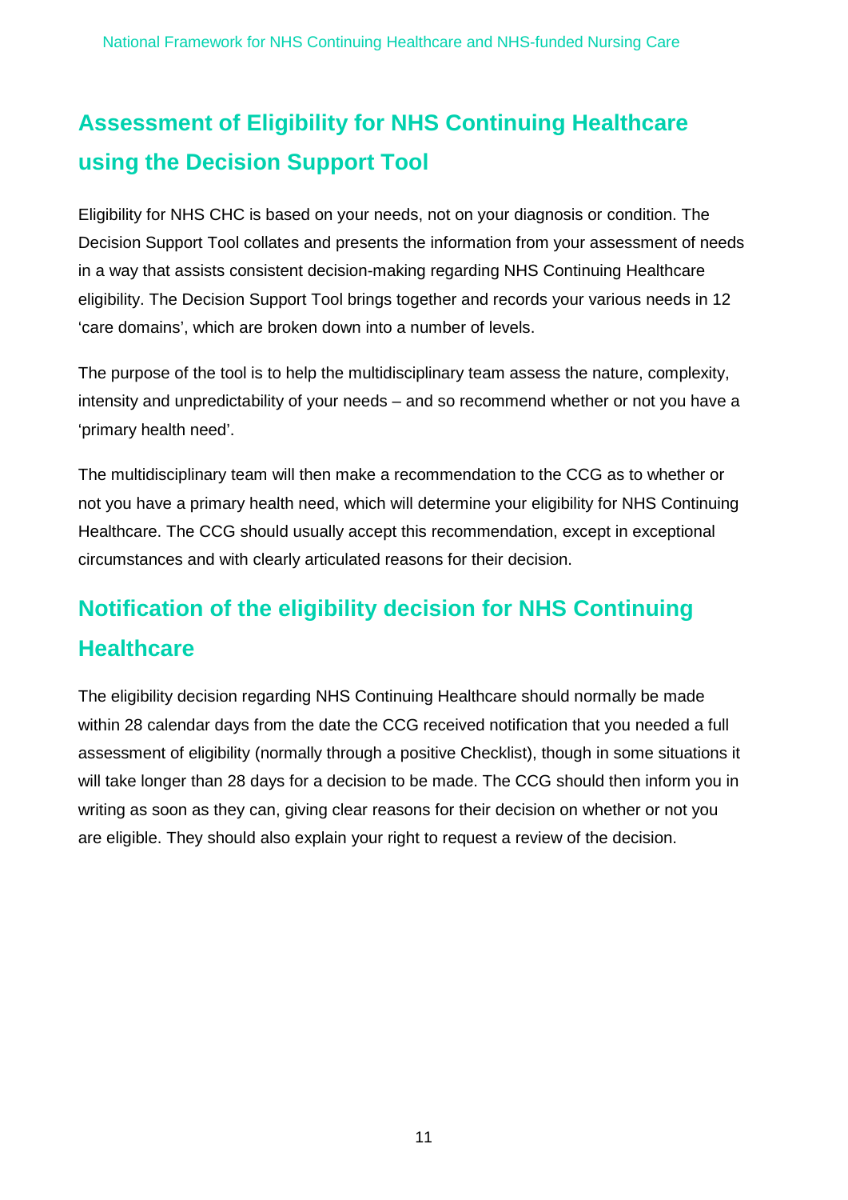## Assessment of Eligibility for NHS Continuing Healthcare using the Decision Support Tool

Eligibility for NHS CHC is based on your needs, not on your diagnosis or condition. The Decision Support Tool collates and presents the information from your assessment of needs in a way that assists consistent decision-making regarding NHS Continuing Healthcare eligibility. The Decision Support Tool brings together and records your various needs in 12 'care domains', which are broken down into a number of levels.

The purpose of the tool is to help the multidisciplinary team assess the nature, complexity, intensity and unpredictability of your needs – and so recommend whether or not you have a 'primary health need'.

The multidisciplinary team will then make a recommendation to the CCG as to whether or not you have a primary health need, which will determine your eligibility for NHS Continuing Healthcare. The CCG should usually accept this recommendation, except in exceptional circumstances and with clearly articulated reasons for their decision.

## Notification of the eligibility decision for NHS Continuing Healthcare

The eligibility decision regarding NHS Continuing Healthcare should normally be made within 28 calendar days from the date the CCG received notification that you needed a full assessment of eligibility (normally through a positive Checklist), though in some situations it will take longer than 28 days for a decision to be made. The CCG should then inform you in writing as soon as they can, giving clear reasons for their decision on whether or not you are eligible. They should also explain your right to request a review of the decision.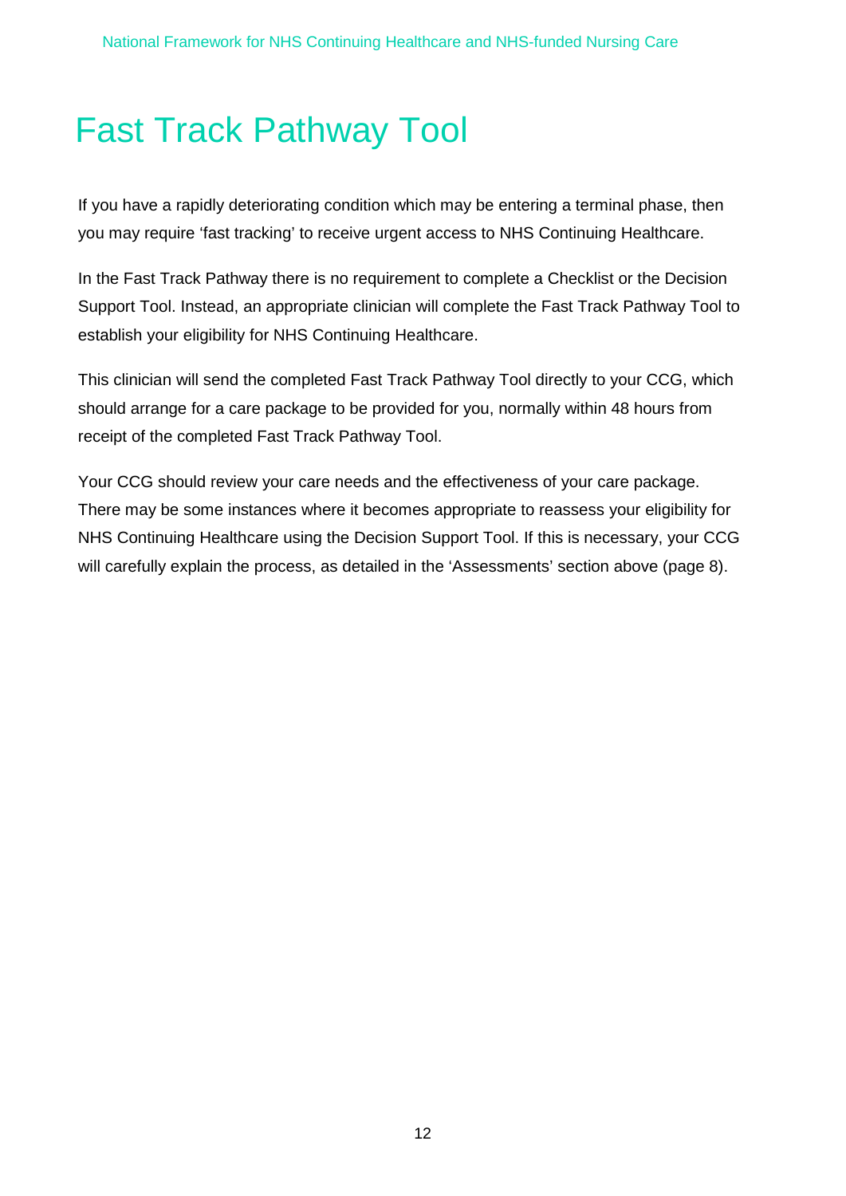# Fast Track Pathway Tool

If you have a rapidly deteriorating condition which may be entering a terminal phase, then you may require 'fast tracking' to receive urgent access to NHS Continuing Healthcare.

In the Fast Track Pathway there is no requirement to complete a Checklist or the Decision Support Tool. Instead, an appropriate clinician will complete the Fast Track Pathway Tool to establish your eligibility for NHS Continuing Healthcare.

This clinician will send the completed Fast Track Pathway Tool directly to your CCG, which should arrange for a care package to be provided for you, normally within 48 hours from receipt of the completed Fast Track Pathway Tool.

Your CCG should review your care needs and the effectiveness of your care package. There may be some instances where it becomes appropriate to reassess your eligibility for NHS Continuing Healthcare using the Decision Support Tool. If this is necessary, your CCG will carefully explain the process, as detailed in the 'Assessments' section above (page 8).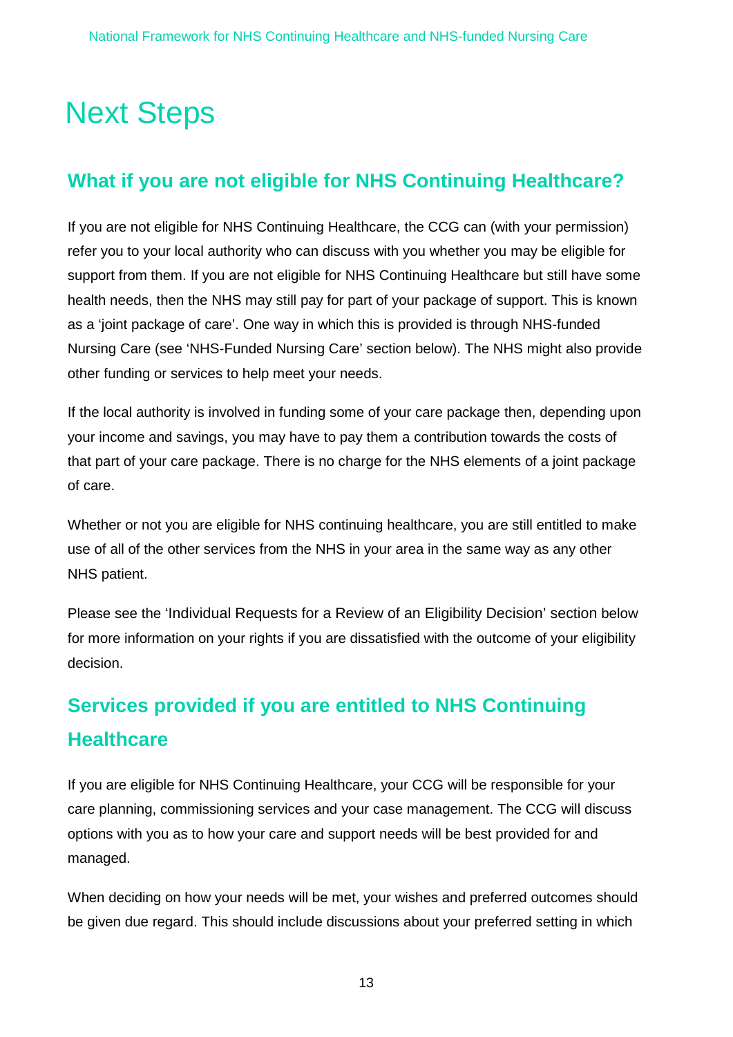# Next Steps

## What if you are not eligible for NHS Continuing Healthcare?

If you are not eligible for NHS Continuing Healthcare, the CCG can (with your permission) refer you to your local authority who can discuss with you whether you may be eligible for support from them. If you are not eligible for NHS Continuing Healthcare but still have some health needs, then the NHS may still pay for part of your package of support. This is known as a 'joint package of care'. One way in which this is provided is through NHS-funded Nursing Care (see 'NHS-Funded Nursing Care' section below). The NHS might also provide other funding or services to help meet your needs.

If the local authority is involved in funding some of your care package then, depending upon your income and savings, you may have to pay them a contribution towards the costs of that part of your care package. There is no charge for the NHS elements of a joint package of care.

Whether or not you are eligible for NHS continuing healthcare, you are still entitled to make use of all of the other services from the NHS in your area in the same way as any other NHS patient.

Please see the 'Individual Requests for a Review of an Eligibility Decision' section below for more information on your rights if you are dissatisfied with the outcome of your eligibility decision.

## Services provided if you are entitled to NHS Continuing Healthcare

If you are eligible for NHS Continuing Healthcare, your CCG will be responsible for your care planning, commissioning services and your case management. The CCG will discuss options with you as to how your care and support needs will be best provided for and managed.

When deciding on how your needs will be met, your wishes and preferred outcomes should be given due regard. This should include discussions about your preferred setting in which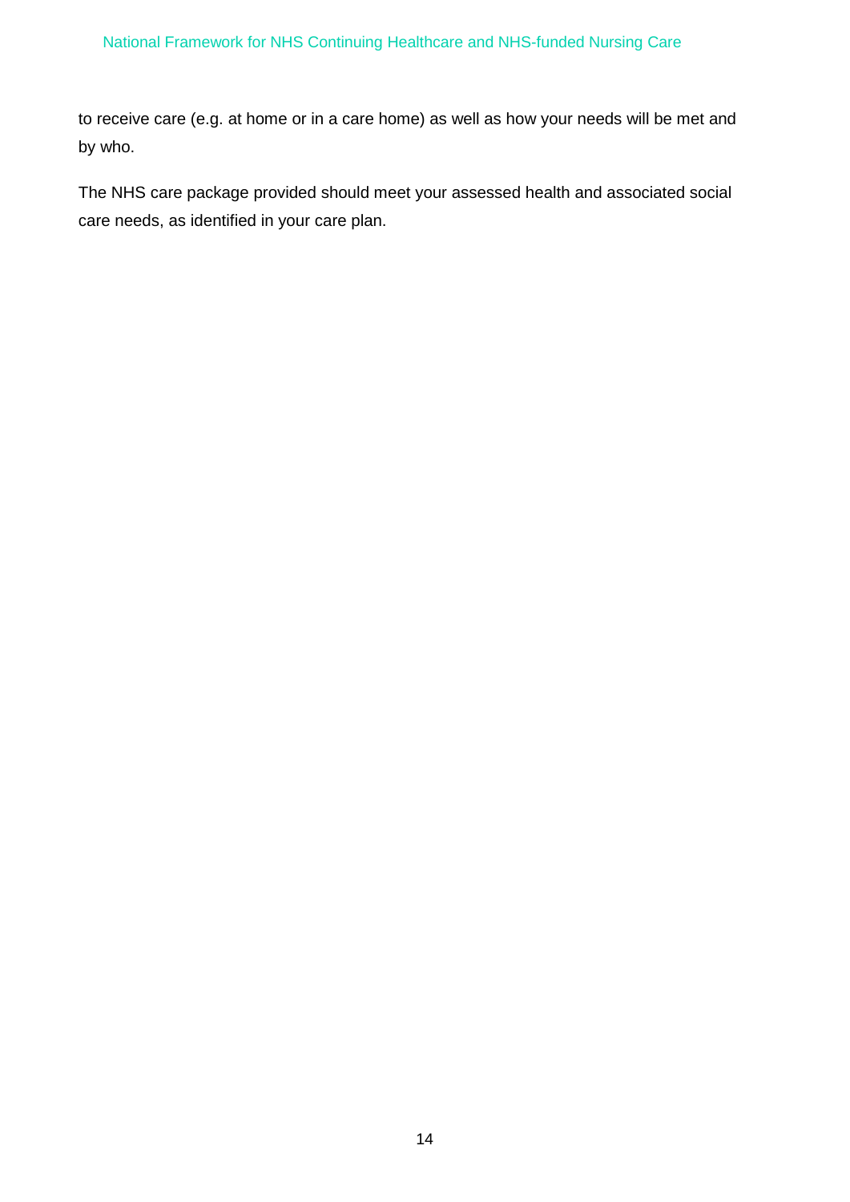to receive care (e.g. at home or in a care home) as well as how your needs will be met and by who.

The NHS care package provided should meet your assessed health and associated social care needs, as identified in your care plan.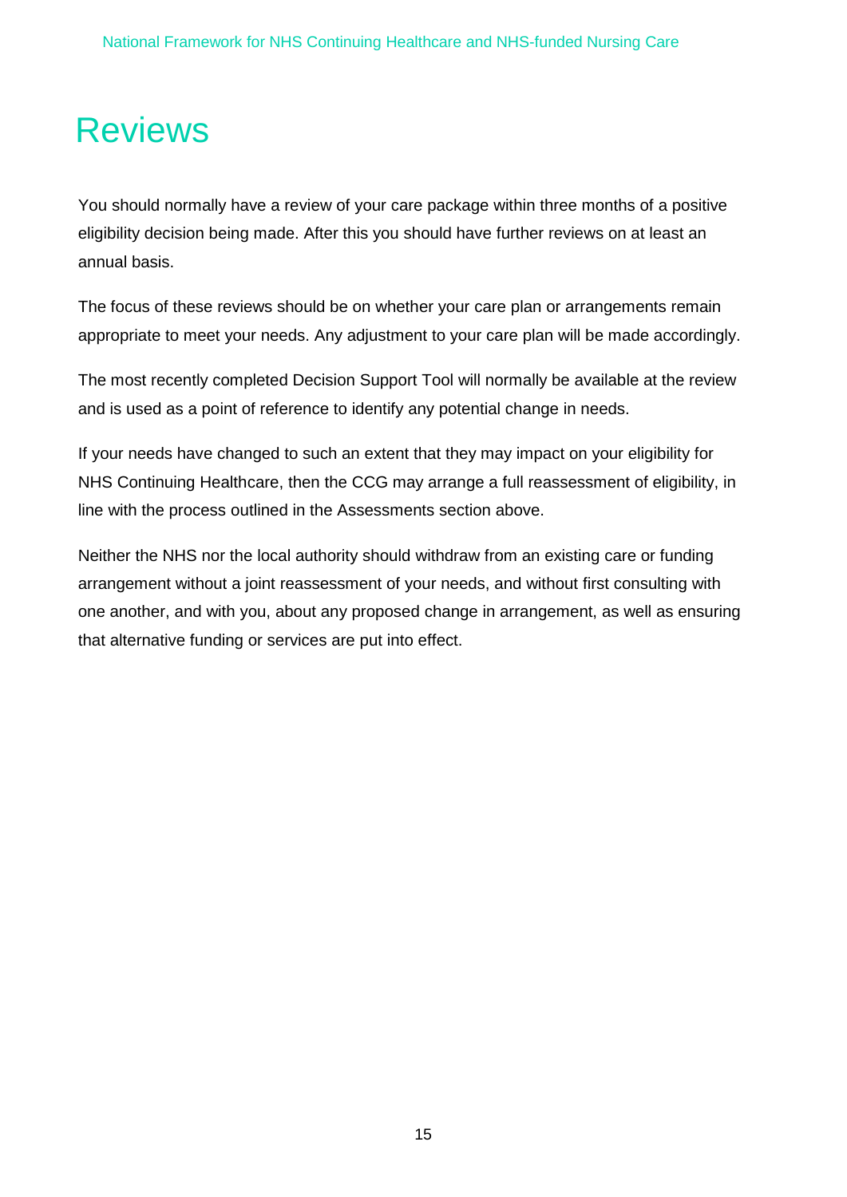# Reviews

You should normally have a review of your care package within three months of a positive eligibility decision being made. After this you should have further reviews on at least an annual basis.

The focus of these reviews should be on whether your care plan or arrangements remain appropriate to meet your needs. Any adjustment to your care plan will be made accordingly.

The most recently completed Decision Support Tool will normally be available at the review and is used as a point of reference to identify any potential change in needs.

If your needs have changed to such an extent that they may impact on your eligibility for NHS Continuing Healthcare, then the CCG may arrange a full reassessment of eligibility, in line with the process outlined in the Assessments section above.

Neither the NHS nor the local authority should withdraw from an existing care or funding arrangement without a joint reassessment of your needs, and without first consulting with one another, and with you, about any proposed change in arrangement, as well as ensuring that alternative funding or services are put into effect.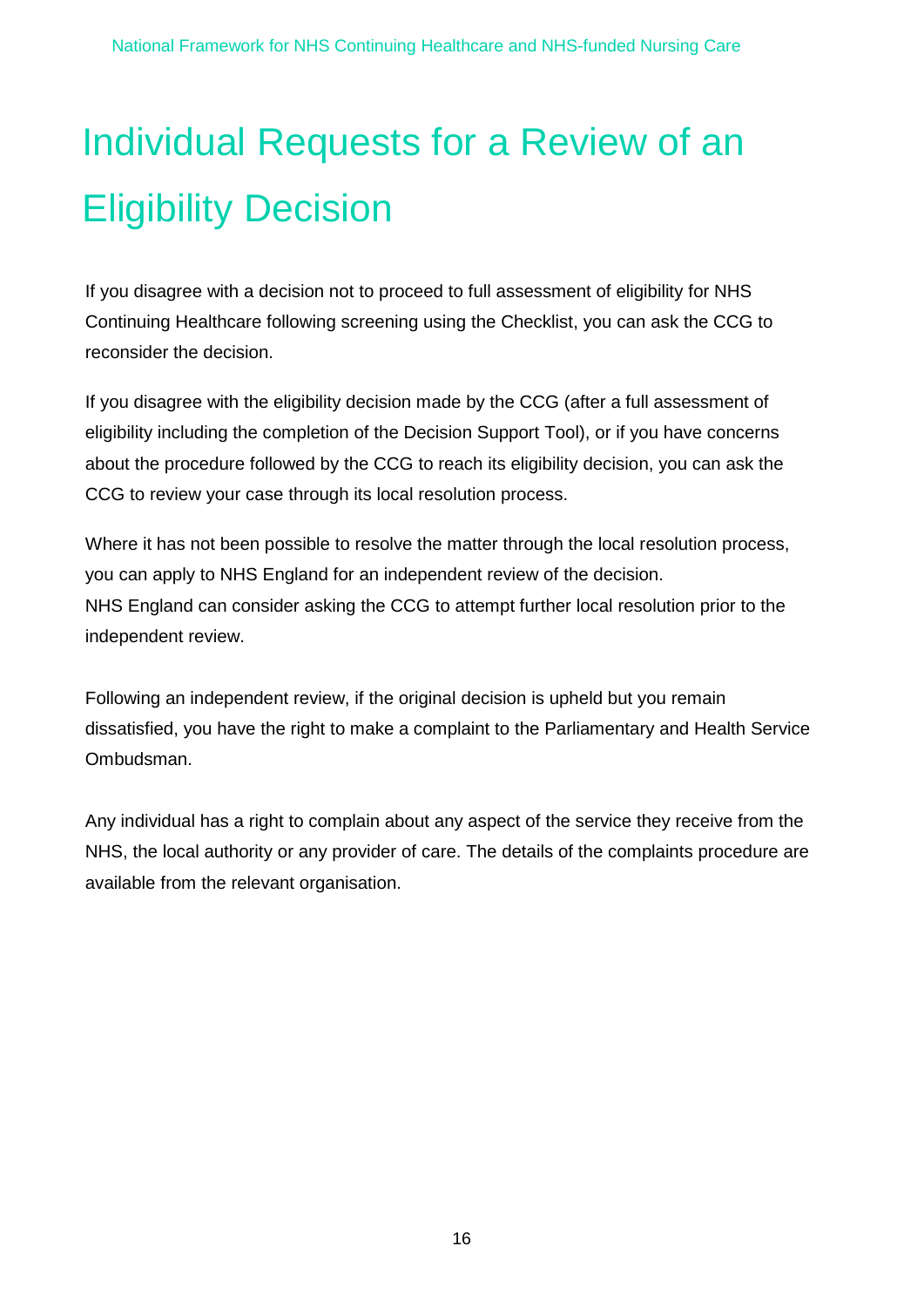# Individual Requests for a Review of an Eligibility Decision

If you disagree with a decision not to proceed to full assessment of eligibility for NHS Continuing Healthcare following screening using the Checklist, you can ask the CCG to reconsider the decision.

If you disagree with the eligibility decision made by the CCG (after a full assessment of eligibility including the completion of the Decision Support Tool), or if you have concerns about the procedure followed by the CCG to reach its eligibility decision, you can ask the CCG to review your case through its local resolution process.

Where it has not been possible to resolve the matter through the local resolution process, you can apply to NHS England for an independent review of the decision.
NHS England can consider asking the CCG to attempt further local resolution prior to the independent review.

Following an independent review, if the original decision is upheld but you remain dissatisfied, you have the right to make a complaint to the Parliamentary and Health Service Ombudsman.

Any individual has a right to complain about any aspect of the service they receive from the NHS, the local authority or any provider of care. The details of the complaints procedure are available from the relevant organisation.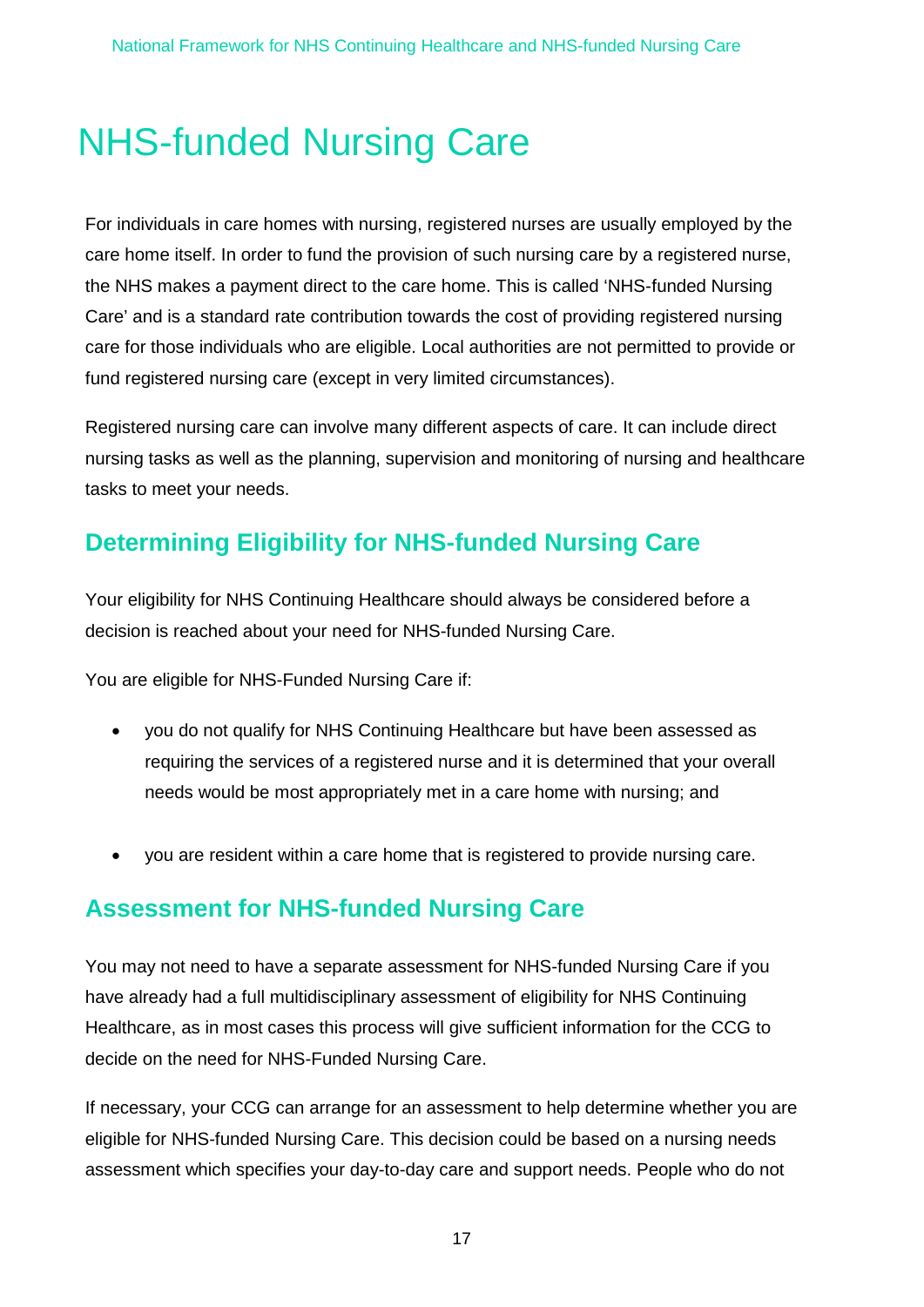# NHS-funded Nursing Care

For individuals in care homes with nursing, registered nurses are usually employed by the care home itself. In order to fund the provision of such nursing care by a registered nurse, the NHS makes a payment direct to the care home. This is called 'NHS-funded Nursing Care' and is a standard rate contribution towards the cost of providing registered nursing care for those individuals who are eligible. Local authorities are not permitted to provide or fund registered nursing care (except in very limited circumstances).

Registered nursing care can involve many different aspects of care. It can include direct nursing tasks as well as the planning, supervision and monitoring of nursing and healthcare tasks to meet your needs.

## Determining Eligibility for NHS-funded Nursing Care

Your eligibility for NHS Continuing Healthcare should always be considered before a decision is reached about your need for NHS-funded Nursing Care.

You are eligible for NHS-Funded Nursing Care if:

- you do not qualify for NHS Continuing Healthcare but have been assessed as requiring the services of a registered nurse and it is determined that your overall needs would be most appropriately met in a care home with nursing; and
- you are resident within a care home that is registered to provide nursing care.

## Assessment for NHS-funded Nursing Care

You may not need to have a separate assessment for NHS-funded Nursing Care if you have already had a full multidisciplinary assessment of eligibility for NHS Continuing Healthcare, as in most cases this process will give sufficient information for the CCG to decide on the need for NHS-Funded Nursing Care.

If necessary, your CCG can arrange for an assessment to help determine whether you are eligible for NHS-funded Nursing Care. This decision could be based on a nursing needs assessment which specifies your day-to-day care and support needs. People who do not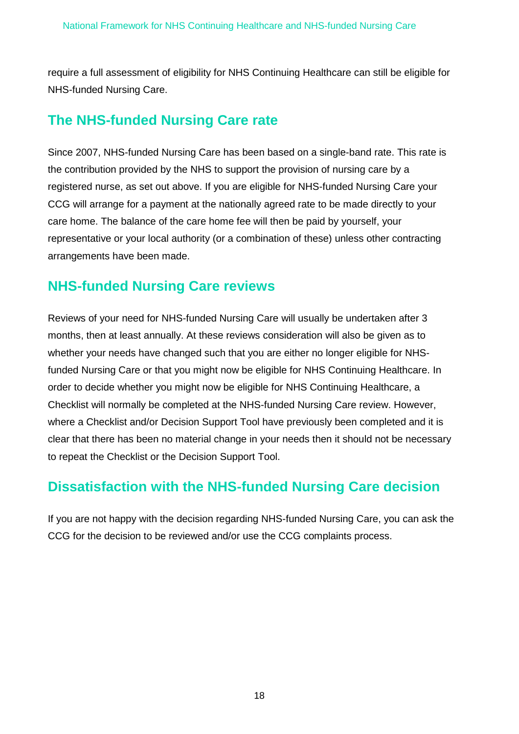require a full assessment of eligibility for NHS Continuing Healthcare can still be eligible for NHS-funded Nursing Care.

## The NHS-funded Nursing Care rate

Since 2007, NHS-funded Nursing Care has been based on a single-band rate. This rate is the contribution provided by the NHS to support the provision of nursing care by a registered nurse, as set out above. If you are eligible for NHS-funded Nursing Care your CCG will arrange for a payment at the nationally agreed rate to be made directly to your care home. The balance of the care home fee will then be paid by yourself, your representative or your local authority (or a combination of these) unless other contracting arrangements have been made.

## NHS-funded Nursing Care reviews

Reviews of your need for NHS-funded Nursing Care will usually be undertaken after 3 months, then at least annually. At these reviews consideration will also be given as to whether your needs have changed such that you are either no longer eligible for NHS-funded Nursing Care or that you might now be eligible for NHS Continuing Healthcare. In order to decide whether you might now be eligible for NHS Continuing Healthcare, a Checklist will normally be completed at the NHS-funded Nursing Care review. However, where a Checklist and/or Decision Support Tool have previously been completed and it is clear that there has been no material change in your needs then it should not be necessary to repeat the Checklist or the Decision Support Tool.

## Dissatisfaction with the NHS-funded Nursing Care decision

If you are not happy with the decision regarding NHS-funded Nursing Care, you can ask the CCG for the decision to be reviewed and/or use the CCG complaints process.